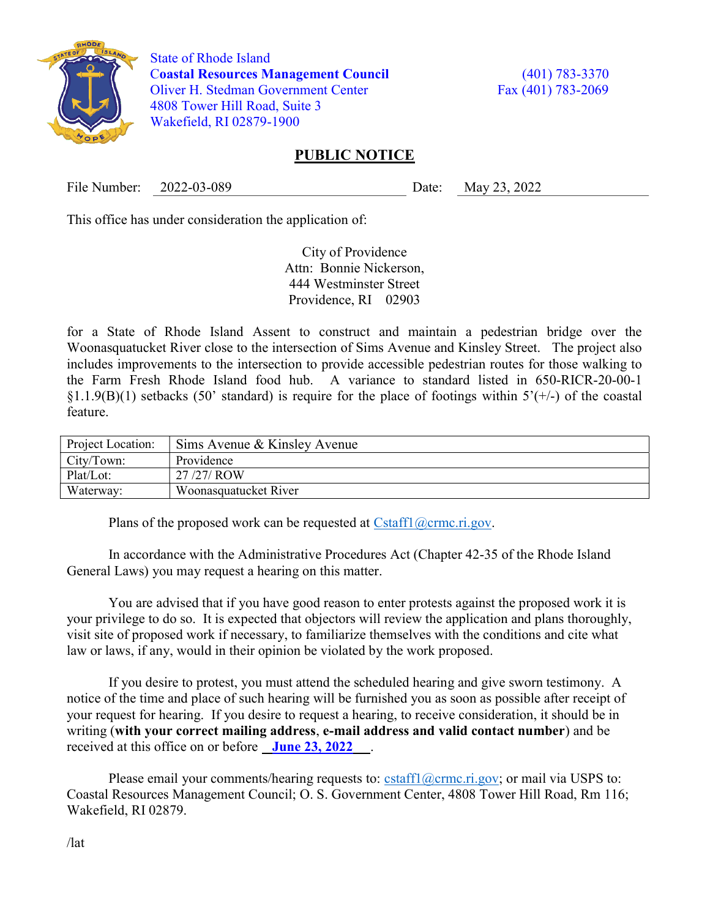State of Rhode Island
**Coastal Resources Management Council**
Oliver H. Stedman Government Center
4808 Tower Hill Road, Suite 3
Wakefield, RI 02879-1900

(401) 783-3370
Fax (401) 783-2069

# PUBLIC NOTICE

File Number: 2022-03-089 Date: May 23, 2022

This office has under consideration the application of:

City of Providence
Attn: Bonnie Nickerson,
444 Westminster Street
Providence, RI 02903

for a State of Rhode Island Assent to construct and maintain a pedestrian bridge over the Woonasquatucket River close to the intersection of Sims Avenue and Kinsley Street. The project also includes improvements to the intersection to provide accessible pedestrian routes for those walking to the Farm Fresh Rhode Island food hub. A variance to standard listed in 650-RICR-20-00-1 §1.1.9(B)(1) setbacks (50' standard) is require for the place of footings within 5'(+/-) of the coastal feature.

| Project Location: | Sims Avenue & Kinsley Avenue |
|---|---|
| City/Town: | Providence |
| Plat/Lot: | 27 /27/ ROW |
| Waterway: | Woonasquatucket River |

Plans of the proposed work can be requested at Cstaff1@crmc.ri.gov.

In accordance with the Administrative Procedures Act (Chapter 42-35 of the Rhode Island General Laws) you may request a hearing on this matter.

You are advised that if you have good reason to enter protests against the proposed work it is your privilege to do so. It is expected that objectors will review the application and plans thoroughly, visit site of proposed work if necessary, to familiarize themselves with the conditions and cite what law or laws, if any, would in their opinion be violated by the work proposed.

If you desire to protest, you must attend the scheduled hearing and give sworn testimony. A notice of the time and place of such hearing will be furnished you as soon as possible after receipt of your request for hearing. If you desire to request a hearing, to receive consideration, it should be in writing (**with your correct mailing address**, **e-mail address and valid contact number**) and be received at this office on or before **June 23, 2022**.

Please email your comments/hearing requests to: cstaff1@crmc.ri.gov; or mail via USPS to: Coastal Resources Management Council; O. S. Government Center, 4808 Tower Hill Road, Rm 116; Wakefield, RI 02879.

/lat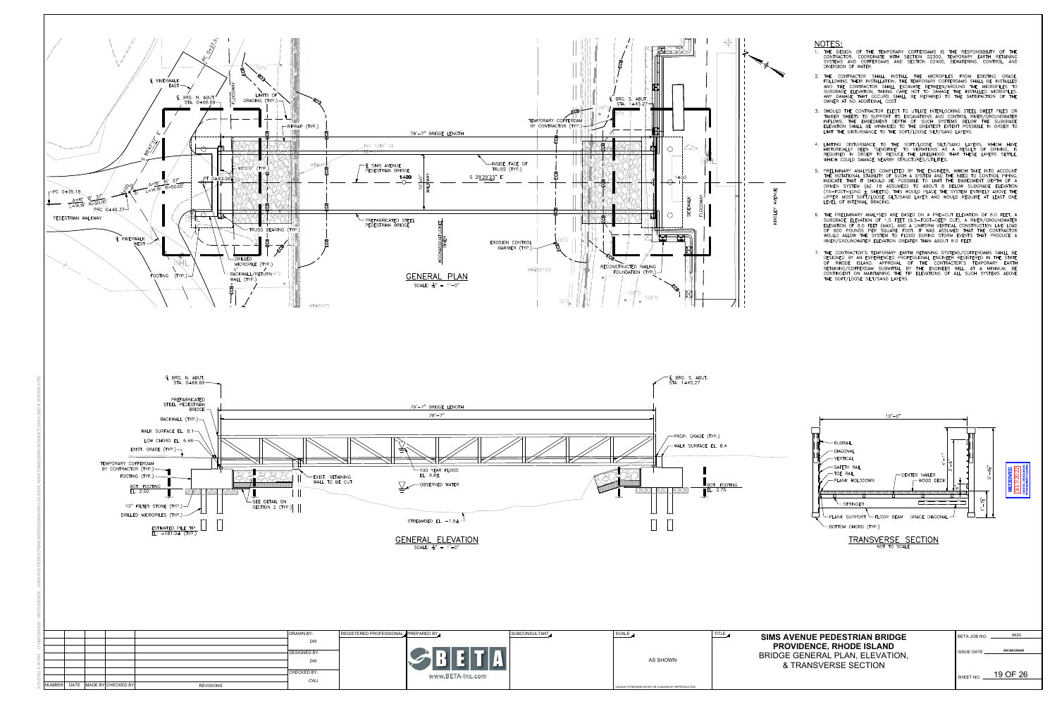## NOTES:

1. THE DESIGN OF THE TEMPORARY COFFERDAMS IS THE RESPONSIBILITY OF THE CONTRACTOR. COORDINATE WITH SECTION 02300, TEMPORARY EARTH RETAINING SYSTEMS AND COFFERDAMS AND SECTION 02400, DEWATERING, CONTROL, AND DIVERSION OF WATER.
2. THE CONTRACTOR SHALL INSTALL THE MICROPILES FROM EXISTING GRADE. FOLLOWING THEIR INSTALLATION, THE TEMPORARY COFFERDAMS SHALL BE INSTALLED AND THE CONTRACTOR SHALL EXCAVATE BETWEEN/AROUND THE MICROPILES TO SUBGRADE ELEVATION, TAKING CARE NOT TO DAMAGE THE INSTALLED MICROPILES. ANY DAMAGE THAT OCCURS SHALL BE REPAIRED TO THE SATISFACTION OF THE OWNER AT NO ADDITIONAL COST.
3. SHOULD THE CONTRACTOR ELECT TO UTILIZE INTERLOCKING STEEL SHEET PILES OR TIMBER SHEETS TO SUPPORT ITS EXCAVATIONS AND CONTROL RIVER/GROUNDWATER INFLOWS, THE EMBEDMENT DEPTH OF SUCH SYSTEMS BELOW THE SUBGRADE ELEVATION SHALL BE MINIMIZED TO THE GREATEST EXTENT POSSIBLE IN ORDER TO LIMIT THE DISTURBANCE TO THE SOFT/LOOSE SILT/SAND LAYERS.
4. LIMITING DISTURBANCE TO THE SOFT/LOOSE SILT/SAND LAYERS, WHICH HAVE HISTORICALLY BEEN "SENSITIVE" TO VIBRATIONS AS A RESULT OF DRIVING, IS REQUIRED IN ORDER TO REDUCE THE LIKELIHOOD THAT THESE LAYERS SETTLE, WHICH COULD DAMAGE NEARBY STRUCTURES/UTILITIES.
5. PRELIMINARY ANALYSES COMPLETED BY THE ENGINEER, WHICH TAKE INTO ACCOUNT THE ROTATIONAL STABILITY OF SUCH A SYSTEM AND THE NEED TO CONTROL PIPING, INDICATE THAT IT SHOULD BE POSSIBLE TO LIMIT THE EMBEDMENT DEPTH OF A DRIVEN SYSTEM (AZ 18 ASSUMED) TO ABOUT 8 BELOW SUBGRADE ELEVATION (15–FOOT–LONG ± SHEETS). THIS WOULD PLACE THE SYSTEM ENTIRELY ABOVE THE UPPER MOST SOFT/LOOSE SILT/SAND LAYER AND WOULD REQUIRE AT LEAST ONE LEVEL OF INTERNAL BRACING.
6. THE PRELIMINARY ANALYSES ARE BASED ON A PRE–CUT ELEVATION OF 8.0 FEET, A SUBGRADE ELEVATION OF 1.5 FEET (6.5–FOOT–DEEP CUT), A RIVER/GROUNDWATER ELEVATION OF 8.0 FEET (MAX), AND A UNIFORM VERTICAL CONSTRUCTION LIVE LOAD OF 600 POUNDS PER SQUARE FOOT. IT WAS ASSUMED THAT THE CONTRACTOR WOULD ALLOW THE SYSTEM TO FLOOD DURING STORM EVENTS THAT PRODUCE A RIVER/GROUNDWATER ELEVATION GREATER THAN ABOUT 8.0 FEET.
7. THE CONTRACTOR'S TEMPORARY EARTH RETAINING SYSTEMS/COFFERDAMS SHALL BE DESIGNED BY AN EXPERIENCED PROFESSIONAL ENGINEER REGISTERED IN THE STATE OF RHODE ISLAND. APPROVAL OF THE CONTRACTOR'S TEMPORARY EARTH RETAINING/COFFERDAM SUBMITTAL BY THE ENGINEER WILL, AT A MINIMUM, BE CONTINGENT ON MAINTAINING THE TIP ELEVATIONS OF ALL SUCH SYSTEMS ABOVE THE SOFT/LOOSE SILT/SAND LAYERS.

## GENERAL PLAN
SCALE: 1/8" = 1'-0"

℄ RIVERWALK EAST
℄ BRG. N. ABUT. STA. 0+66.69
LIMITS OF GRADING (TYP.)
RIPRAP (TYP.)
FLOODWAY
78'-7" BRIDGE LENGTH
℄ SIMS AVENUE PEDESTRIAN BRIDGE
1+00
10'-0" WALKWAY
S 29°29'23" E
INSIDE FACE OF TRUSS (TYP.)
TEMPORARY COFFERDAM BY CONTRACTOR (TYP.)
℄ BRG. S. ABUT. STA. 1+45.27
1+50
SIDEWALK
FLOODWAY
KINSLEY AVENUE
PC 0+35.18
PRC 0+49.37
PT 0+63.56
90°0'0" (TYP.)
PEDESTRIAN WALKWAY
℄ RIVERWALK WEST
FOOTING (TYP.)
TRUSS BEARING (TYP.)
DRILLED MICROPILE (TYP.)
BACKWALL/RETURN WALL (TYP.)
PREFABRICATED STEEL PEDESTRIAN BRIDGE
WOONASQUATUCKET RIVER
EROSION CONTROL BARRIER (TYP.)
RECONSTRUCTED RAILING FOUNDATION (TYP.)
ECB

## GENERAL ELEVATION
SCALE: 1/8" = 1'-0"

℄ BRG. N. ABUT. STA. 0+66.69
PREFABRICATED STEEL PEDESTRIAN BRIDGE
BACKWALL (TYP.)
WALK SURFACE EL. 8.1
LOW CHORD EL. 6.48
EXIST. GRADE (TYP.)
TEMPORARY COFFERDAM BY CONTRACTOR (TYP.)
FOOTING (TYP.)
BOT. FOOTING EL. 2.50
12" FILTER STONE (TYP.)
DRILLED MICROPILES (TYP.)
ESTIMATED PILE TIP EL. -181.0± (TYP.)
79'-7" BRIDGE LENGTH
78'-7"
EXIST. RETAINING WALL TO BE CUT
SEE DETAIL ON SECTION 2 (TYP.)
100 YEAR FLOOD EL 9.8±
OBSERVED WATER
STREAMBED EL -1.5±
℄ BRG. S. ABUT. STA. 1+45.27
PROP. GRADE (TYP.)
WALK SURFACE EL. 8.4
BOT. FOOTING EL. 2.75

## TRANSVERSE SECTION
NOT TO SCALE

10'-0"
RUBRAIL
DIAGONAL
VERTICAL
SAFETY RAIL
TOE RAIL
PLANK HOLDDOWN
CENTER NAILER
WOOD DECK
STRINGER
PLANK SUPPORT
FLOOR BEAM
BRACE DIAGONAL
BOTTOM CHORD (TYP.)
3'-6"
5'-8"
1'-8"

| NUMBER | DATE | MADE BY | CHECKED BY | REVISIONS |
|---|---|---|---|---|

DRAWN BY: DW
DESIGNED BY: DW
CHECKED BY: CWJ
REGISTERED PROFESSIONAL
PREPARED BY: BETA www.BETA-Inc.com
SUBCONSULTANT
SCALE: AS SHOWN
UNLESS OTHERWISE NOTED OR CHANGED BY REPRODUCTION

**SIMS AVENUE PEDESTRIAN BRIDGE**
**PROVIDENCE, RHODE ISLAND**
BRIDGE GENERAL PLAN, ELEVATION, & TRANSVERSE SECTION

BETA JOB NO. 6620
ISSUE DATE
SHEET NO. 19 OF 26